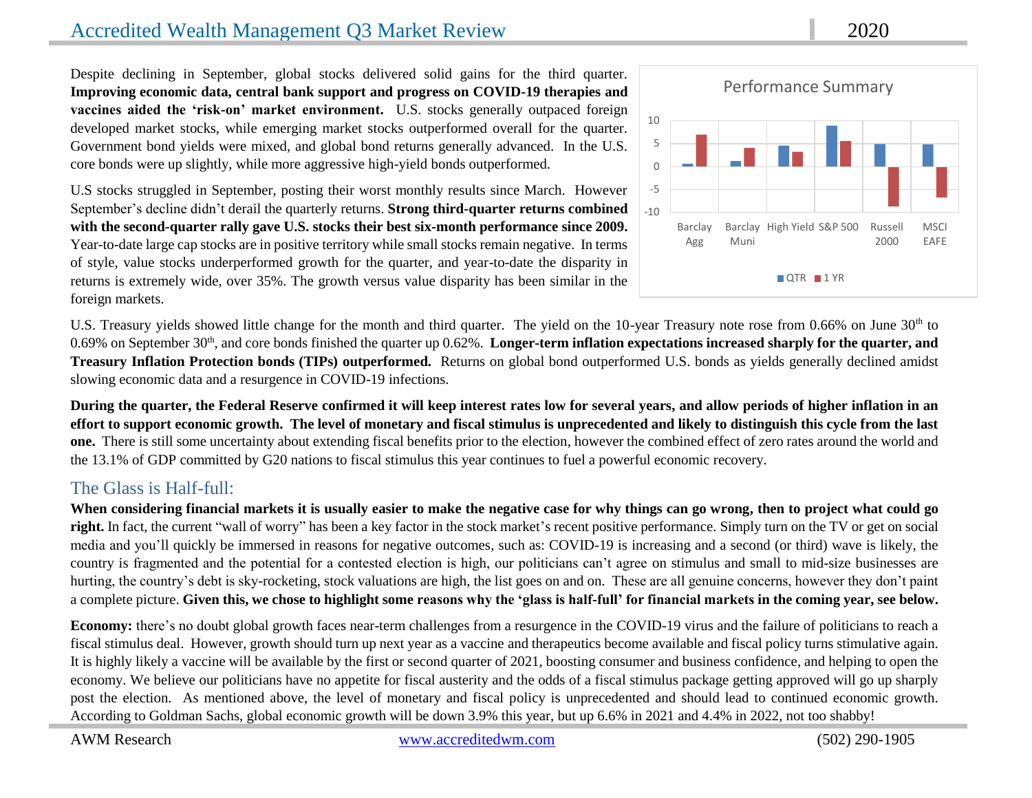# Accredited Wealth Management Q3 Market Review 2020

Despite declining in September, global stocks delivered solid gains for the third quarter. **Improving economic data, central bank support and progress on COVID-19 therapies and vaccines aided the 'risk-on' market environment.** U.S. stocks generally outpaced foreign developed market stocks, while emerging market stocks outperformed overall for the quarter. Government bond yields were mixed, and global bond returns generally advanced. In the U.S. core bonds were up slightly, while more aggressive high-yield bonds outperformed.

U.S stocks struggled in September, posting their worst monthly results since March. However September's decline didn't derail the quarterly returns. **Strong third-quarter returns combined with the second-quarter rally gave U.S. stocks their best six-month performance since 2009.** Year-to-date large cap stocks are in positive territory while small stocks remain negative. In terms of style, value stocks underperformed growth for the quarter, and year-to-date the disparity in returns is extremely wide, over 35%. The growth versus value disparity has been similar in the foreign markets.

Performance Summary

| | Barclay Agg | Barclay Muni | High Yield | S&P 500 | Russell 2000 | MSCI EAFE |
|---|---|---|---|---|---|---|
| QTR | ~0.6 | ~1.2 | ~4.6 | ~8.9 | ~4.9 | ~4.8 |
| 1 YR | ~7.0 | ~4.1 | ~3.3 | ~5.6 | ~-8.7 | ~-6.7 |

U.S. Treasury yields showed little change for the month and third quarter. The yield on the 10-year Treasury note rose from 0.66% on June 30th to 0.69% on September 30th, and core bonds finished the quarter up 0.62%. **Longer-term inflation expectations increased sharply for the quarter, and Treasury Inflation Protection bonds (TIPs) outperformed.** Returns on global bond outperformed U.S. bonds as yields generally declined amidst slowing economic data and a resurgence in COVID-19 infections.

**During the quarter, the Federal Reserve confirmed it will keep interest rates low for several years, and allow periods of higher inflation in an effort to support economic growth. The level of monetary and fiscal stimulus is unprecedented and likely to distinguish this cycle from the last one.** There is still some uncertainty about extending fiscal benefits prior to the election, however the combined effect of zero rates around the world and the 13.1% of GDP committed by G20 nations to fiscal stimulus this year continues to fuel a powerful economic recovery.

## The Glass is Half-full:

**When considering financial markets it is usually easier to make the negative case for why things can go wrong, then to project what could go right.** In fact, the current "wall of worry" has been a key factor in the stock market's recent positive performance. Simply turn on the TV or get on social media and you'll quickly be immersed in reasons for negative outcomes, such as: COVID-19 is increasing and a second (or third) wave is likely, the country is fragmented and the potential for a contested election is high, our politicians can't agree on stimulus and small to mid-size businesses are hurting, the country's debt is sky-rocketing, stock valuations are high, the list goes on and on. These are all genuine concerns, however they don't paint a complete picture. **Given this, we chose to highlight some reasons why the 'glass is half-full' for financial markets in the coming year, see below.**

**Economy:** there's no doubt global growth faces near-term challenges from a resurgence in the COVID-19 virus and the failure of politicians to reach a fiscal stimulus deal. However, growth should turn up next year as a vaccine and therapeutics become available and fiscal policy turns stimulative again. It is highly likely a vaccine will be available by the first or second quarter of 2021, boosting consumer and business confidence, and helping to open the economy. We believe our politicians have no appetite for fiscal austerity and the odds of a fiscal stimulus package getting approved will go up sharply post the election. As mentioned above, the level of monetary and fiscal policy is unprecedented and should lead to continued economic growth. According to Goldman Sachs, global economic growth will be down 3.9% this year, but up 6.6% in 2021 and 4.4% in 2022, not too shabby!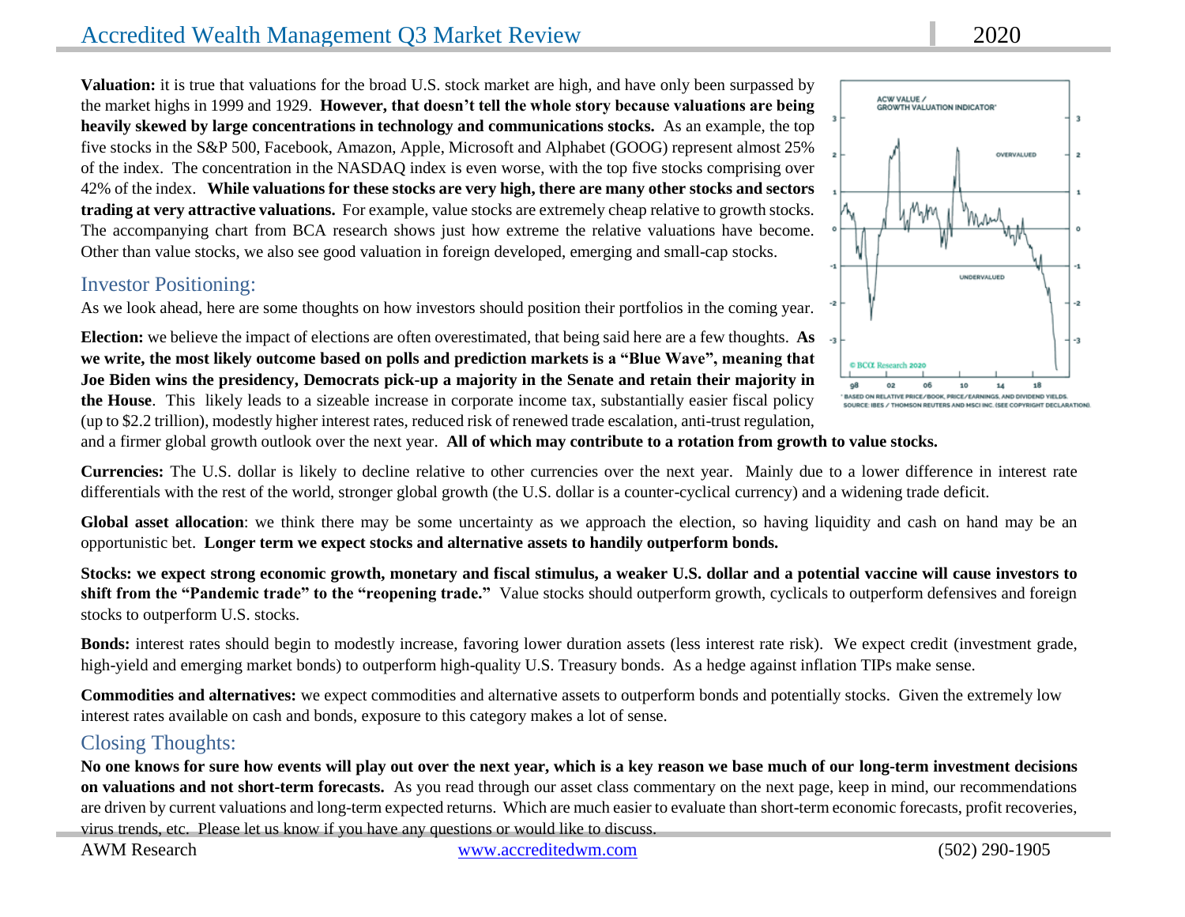**Valuation:** it is true that valuations for the broad U.S. stock market are high, and have only been surpassed by the market highs in 1999 and 1929. **However, that doesn't tell the whole story because valuations are being heavily skewed by large concentrations in technology and communications stocks.** As an example, the top five stocks in the S&P 500, Facebook, Amazon, Apple, Microsoft and Alphabet (GOOG) represent almost 25% of the index. The concentration in the NASDAQ index is even worse, with the top five stocks comprising over 42% of the index. **While valuations for these stocks are very high, there are many other stocks and sectors trading at very attractive valuations.** For example, value stocks are extremely cheap relative to growth stocks. The accompanying chart from BCA research shows just how extreme the relative valuations have become. Other than value stocks, we also see good valuation in foreign developed, emerging and small-cap stocks.

ACW VALUE / GROWTH VALUATION INDICATOR*

* BASED ON RELATIVE PRICE/BOOK, PRICE/EARNINGS, AND DIVIDEND YIELDS.
SOURCE: IBES / THOMSON REUTERS AND MSCI INC. (SEE COPYRIGHT DECLARATION).

## Investor Positioning:

As we look ahead, here are some thoughts on how investors should position their portfolios in the coming year.

**Election:** we believe the impact of elections are often overestimated, that being said here are a few thoughts. **As we write, the most likely outcome based on polls and prediction markets is a "Blue Wave", meaning that Joe Biden wins the presidency, Democrats pick-up a majority in the Senate and retain their majority in the House**. This likely leads to a sizeable increase in corporate income tax, substantially easier fiscal policy (up to $2.2 trillion), modestly higher interest rates, reduced risk of renewed trade escalation, anti-trust regulation, and a firmer global growth outlook over the next year. **All of which may contribute to a rotation from growth to value stocks.**

**Currencies:** The U.S. dollar is likely to decline relative to other currencies over the next year. Mainly due to a lower difference in interest rate differentials with the rest of the world, stronger global growth (the U.S. dollar is a counter-cyclical currency) and a widening trade deficit.

**Global asset allocation**: we think there may be some uncertainty as we approach the election, so having liquidity and cash on hand may be an opportunistic bet. **Longer term we expect stocks and alternative assets to handily outperform bonds.**

**Stocks: we expect strong economic growth, monetary and fiscal stimulus, a weaker U.S. dollar and a potential vaccine will cause investors to shift from the "Pandemic trade" to the "reopening trade."** Value stocks should outperform growth, cyclicals to outperform defensives and foreign stocks to outperform U.S. stocks.

**Bonds:** interest rates should begin to modestly increase, favoring lower duration assets (less interest rate risk). We expect credit (investment grade, high-yield and emerging market bonds) to outperform high-quality U.S. Treasury bonds. As a hedge against inflation TIPs make sense.

**Commodities and alternatives:** we expect commodities and alternative assets to outperform bonds and potentially stocks. Given the extremely low interest rates available on cash and bonds, exposure to this category makes a lot of sense.

## Closing Thoughts:

**No one knows for sure how events will play out over the next year, which is a key reason we base much of our long-term investment decisions on valuations and not short-term forecasts.** As you read through our asset class commentary on the next page, keep in mind, our recommendations are driven by current valuations and long-term expected returns. Which are much easier to evaluate than short-term economic forecasts, profit recoveries, virus trends, etc. Please let us know if you have any questions or would like to discuss.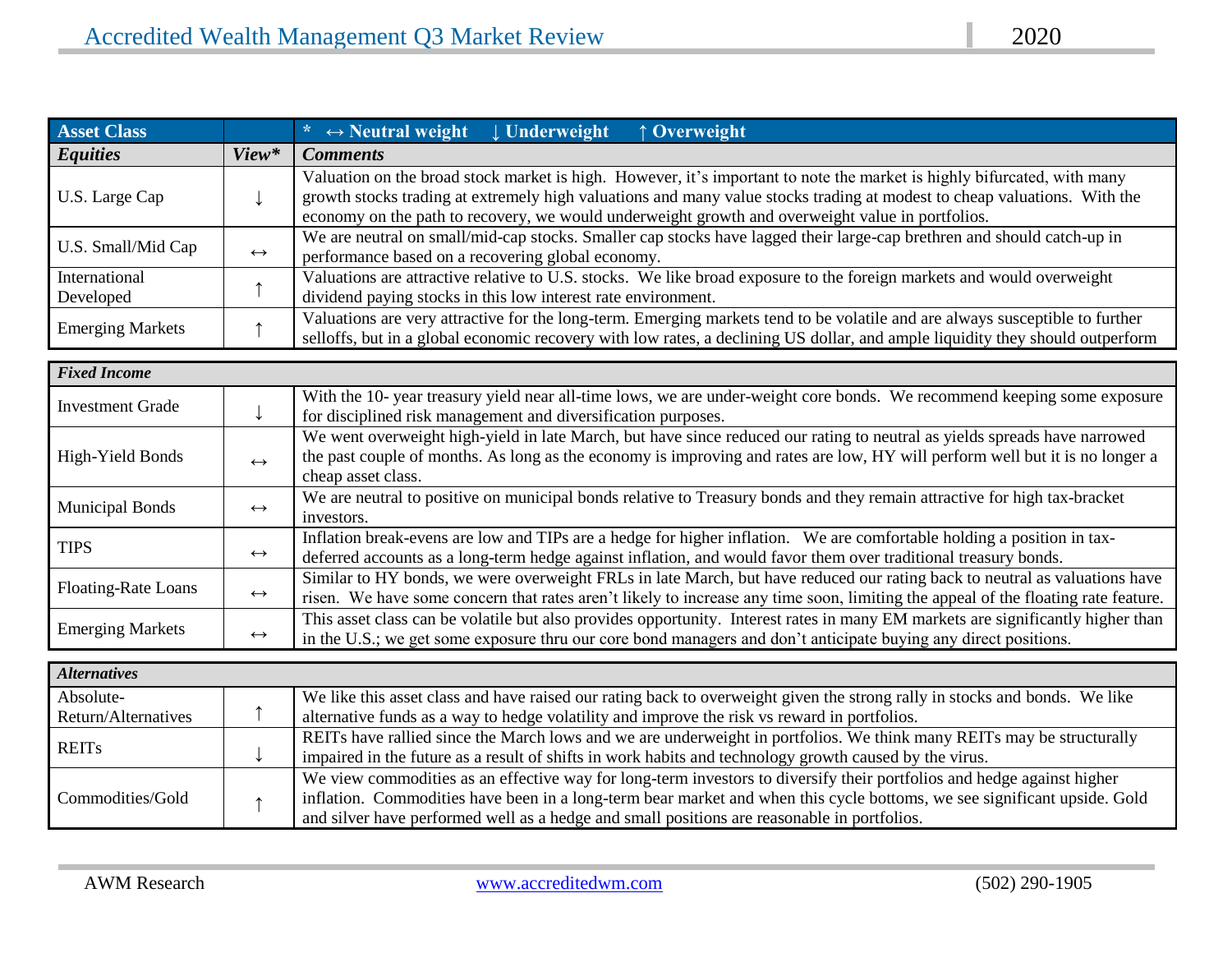| Asset Class | | * ↔ Neutral weight ↓ Underweight ↑ Overweight |
|---|---|---|
| ***Equities*** | ***View**** | ***Comments*** |
| U.S. Large Cap | ↓ | Valuation on the broad stock market is high. However, it's important to note the market is highly bifurcated, with many growth stocks trading at extremely high valuations and many value stocks trading at modest to cheap valuations. With the economy on the path to recovery, we would underweight growth and overweight value in portfolios. |
| U.S. Small/Mid Cap | ↔ | We are neutral on small/mid-cap stocks. Smaller cap stocks have lagged their large-cap brethren and should catch-up in performance based on a recovering global economy. |
| International Developed | ↑ | Valuations are attractive relative to U.S. stocks. We like broad exposure to the foreign markets and would overweight dividend paying stocks in this low interest rate environment. |
| Emerging Markets | ↑ | Valuations are very attractive for the long-term. Emerging markets tend to be volatile and are always susceptible to further selloffs, but in a global economic recovery with low rates, a declining US dollar, and ample liquidity they should outperform |
| ***Fixed Income*** | | |
| Investment Grade | ↓ | With the 10- year treasury yield near all-time lows, we are under-weight core bonds. We recommend keeping some exposure for disciplined risk management and diversification purposes. |
| High-Yield Bonds | ↔ | We went overweight high-yield in late March, but have since reduced our rating to neutral as yields spreads have narrowed the past couple of months. As long as the economy is improving and rates are low, HY will perform well but it is no longer a cheap asset class. |
| Municipal Bonds | ↔ | We are neutral to positive on municipal bonds relative to Treasury bonds and they remain attractive for high tax-bracket investors. |
| TIPS | ↔ | Inflation break-evens are low and TIPs are a hedge for higher inflation. We are comfortable holding a position in tax-deferred accounts as a long-term hedge against inflation, and would favor them over traditional treasury bonds. |
| Floating-Rate Loans | ↔ | Similar to HY bonds, we were overweight FRLs in late March, but have reduced our rating back to neutral as valuations have risen. We have some concern that rates aren't likely to increase any time soon, limiting the appeal of the floating rate feature. |
| Emerging Markets | ↔ | This asset class can be volatile but also provides opportunity. Interest rates in many EM markets are significantly higher than in the U.S.; we get some exposure thru our core bond managers and don't anticipate buying any direct positions. |
| ***Alternatives*** | | |
| Absolute-Return/Alternatives | ↑ | We like this asset class and have raised our rating back to overweight given the strong rally in stocks and bonds. We like alternative funds as a way to hedge volatility and improve the risk vs reward in portfolios. |
| REITs | ↓ | REITs have rallied since the March lows and we are underweight in portfolios. We think many REITs may be structurally impaired in the future as a result of shifts in work habits and technology growth caused by the virus. |
| Commodities/Gold | ↑ | We view commodities as an effective way for long-term investors to diversify their portfolios and hedge against higher inflation. Commodities have been in a long-term bear market and when this cycle bottoms, we see significant upside. Gold and silver have performed well as a hedge and small positions are reasonable in portfolios. |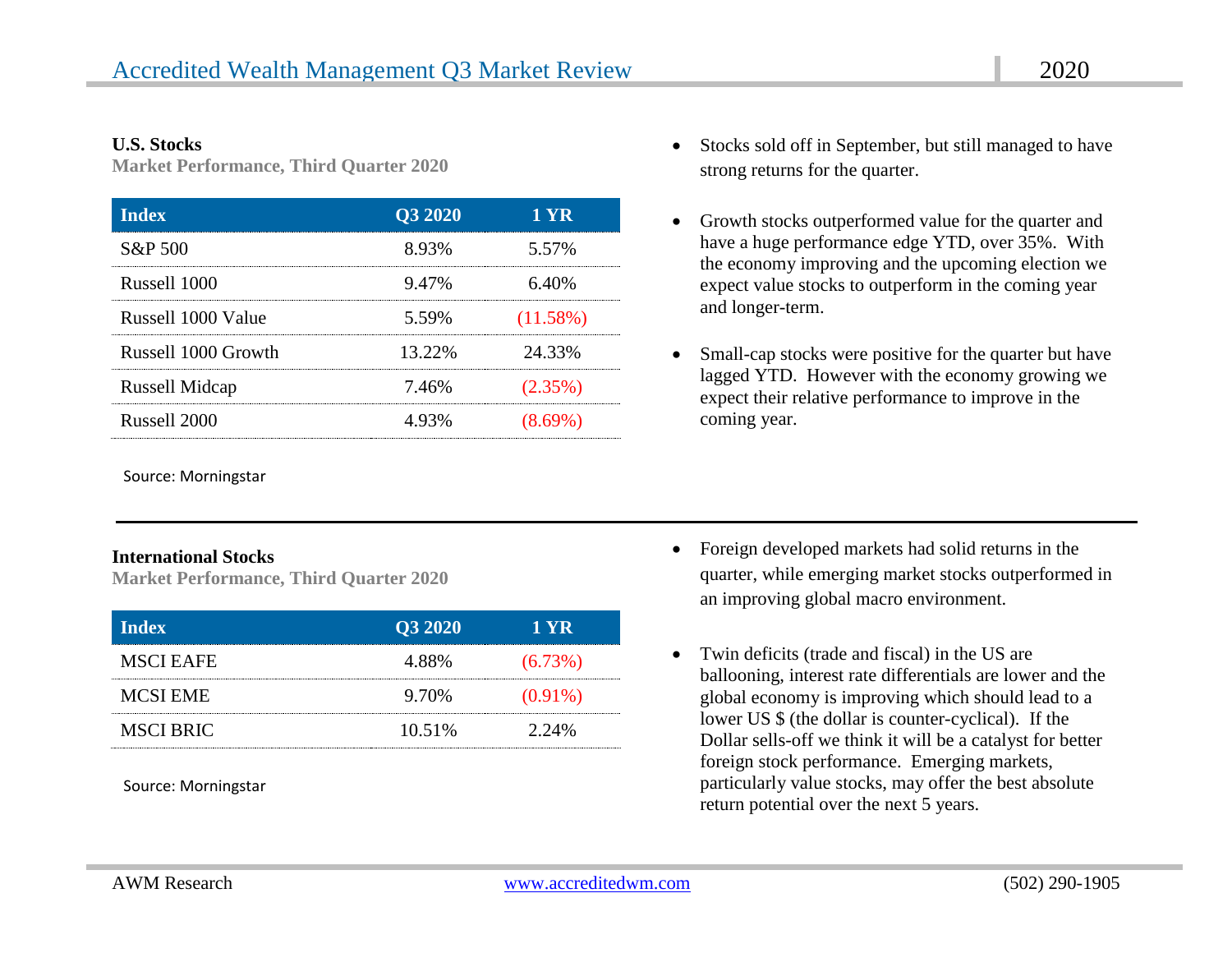## U.S. Stocks

**Market Performance, Third Quarter 2020**

| Index | Q3 2020 | 1 YR |
|---|---|---|
| S&P 500 | 8.93% | 5.57% |
| Russell 1000 | 9.47% | 6.40% |
| Russell 1000 Value | 5.59% | (11.58%) |
| Russell 1000 Growth | 13.22% | 24.33% |
| Russell Midcap | 7.46% | (2.35%) |
| Russell 2000 | 4.93% | (8.69%) |

Source: Morningstar

- Stocks sold off in September, but still managed to have strong returns for the quarter.
- Growth stocks outperformed value for the quarter and have a huge performance edge YTD, over 35%. With the economy improving and the upcoming election we expect value stocks to outperform in the coming year and longer-term.
- Small-cap stocks were positive for the quarter but have lagged YTD. However with the economy growing we expect their relative performance to improve in the coming year.

---

## International Stocks

**Market Performance, Third Quarter 2020**

| Index | Q3 2020 | 1 YR |
|---|---|---|
| MSCI EAFE | 4.88% | (6.73%) |
| MCSI EME | 9.70% | (0.91%) |
| MSCI BRIC | 10.51% | 2.24% |

Source: Morningstar

- Foreign developed markets had solid returns in the quarter, while emerging market stocks outperformed in an improving global macro environment.
- Twin deficits (trade and fiscal) in the US are ballooning, interest rate differentials are lower and the global economy is improving which should lead to a lower US $ (the dollar is counter-cyclical). If the Dollar sells-off we think it will be a catalyst for better foreign stock performance. Emerging markets, particularly value stocks, may offer the best absolute return potential over the next 5 years.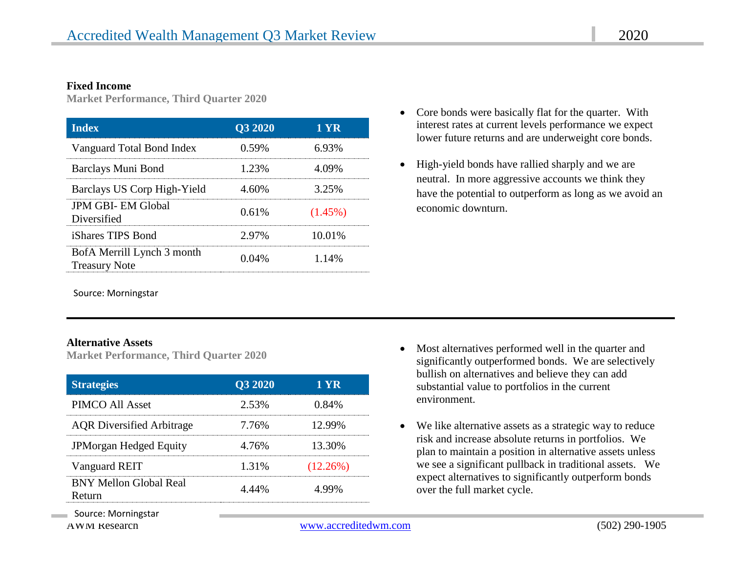## Fixed Income

**Market Performance, Third Quarter 2020**

| Index | Q3 2020 | 1 YR |
|---|---|---|
| Vanguard Total Bond Index | 0.59% | 6.93% |
| Barclays Muni Bond | 1.23% | 4.09% |
| Barclays US Corp High-Yield | 4.60% | 3.25% |
| JPM GBI- EM Global Diversified | 0.61% | (1.45%) |
| iShares TIPS Bond | 2.97% | 10.01% |
| BofA Merrill Lynch 3 month Treasury Note | 0.04% | 1.14% |

Source: Morningstar

- Core bonds were basically flat for the quarter. With interest rates at current levels performance we expect lower future returns and are underweight core bonds.
- High-yield bonds have rallied sharply and we are neutral. In more aggressive accounts we think they have the potential to outperform as long as we avoid an economic downturn.

## Alternative Assets

**Market Performance, Third Quarter 2020**

| Strategies | Q3 2020 | 1 YR |
|---|---|---|
| PIMCO All Asset | 2.53% | 0.84% |
| AQR Diversified Arbitrage | 7.76% | 12.99% |
| JPMorgan Hedged Equity | 4.76% | 13.30% |
| Vanguard REIT | 1.31% | (12.26%) |
| BNY Mellon Global Real Return | 4.44% | 4.99% |

Source: Morningstar

- Most alternatives performed well in the quarter and significantly outperformed bonds. We are selectively bullish on alternatives and believe they can add substantial value to portfolios in the current environment.
- We like alternative assets as a strategic way to reduce risk and increase absolute returns in portfolios. We plan to maintain a position in alternative assets unless we see a significant pullback in traditional assets. We expect alternatives to significantly outperform bonds over the full market cycle.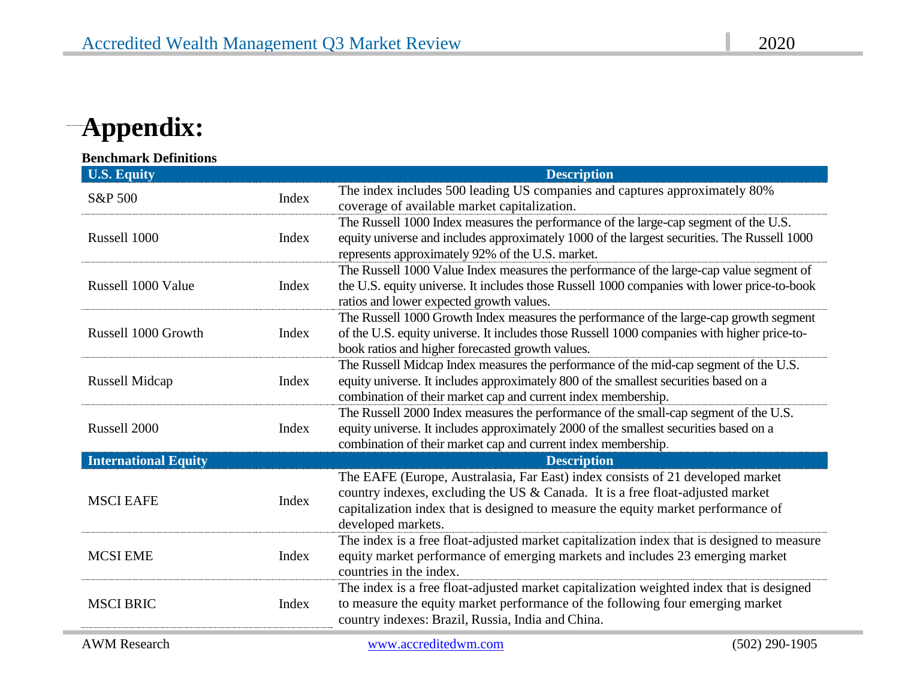# Appendix:

**Benchmark Definitions**

| U.S. Equity | | Description |
|---|---|---|
| S&P 500 | Index | The index includes 500 leading US companies and captures approximately 80% coverage of available market capitalization. |
| Russell 1000 | Index | The Russell 1000 Index measures the performance of the large-cap segment of the U.S. equity universe and includes approximately 1000 of the largest securities. The Russell 1000 represents approximately 92% of the U.S. market. |
| Russell 1000 Value | Index | The Russell 1000 Value Index measures the performance of the large-cap value segment of the U.S. equity universe. It includes those Russell 1000 companies with lower price-to-book ratios and lower expected growth values. |
| Russell 1000 Growth | Index | The Russell 1000 Growth Index measures the performance of the large-cap growth segment of the U.S. equity universe. It includes those Russell 1000 companies with higher price-to-book ratios and higher forecasted growth values. |
| Russell Midcap | Index | The Russell Midcap Index measures the performance of the mid-cap segment of the U.S. equity universe. It includes approximately 800 of the smallest securities based on a combination of their market cap and current index membership. |
| Russell 2000 | Index | The Russell 2000 Index measures the performance of the small-cap segment of the U.S. equity universe. It includes approximately 2000 of the smallest securities based on a combination of their market cap and current index membership. |
| **International Equity** | | **Description** |
| MSCI EAFE | Index | The EAFE (Europe, Australasia, Far East) index consists of 21 developed market country indexes, excluding the US & Canada. It is a free float-adjusted market capitalization index that is designed to measure the equity market performance of developed markets. |
| MCSI EME | Index | The index is a free float-adjusted market capitalization index that is designed to measure equity market performance of emerging markets and includes 23 emerging market countries in the index. |
| MSCI BRIC | Index | The index is a free float-adjusted market capitalization weighted index that is designed to measure the equity market performance of the following four emerging market country indexes: Brazil, Russia, India and China. |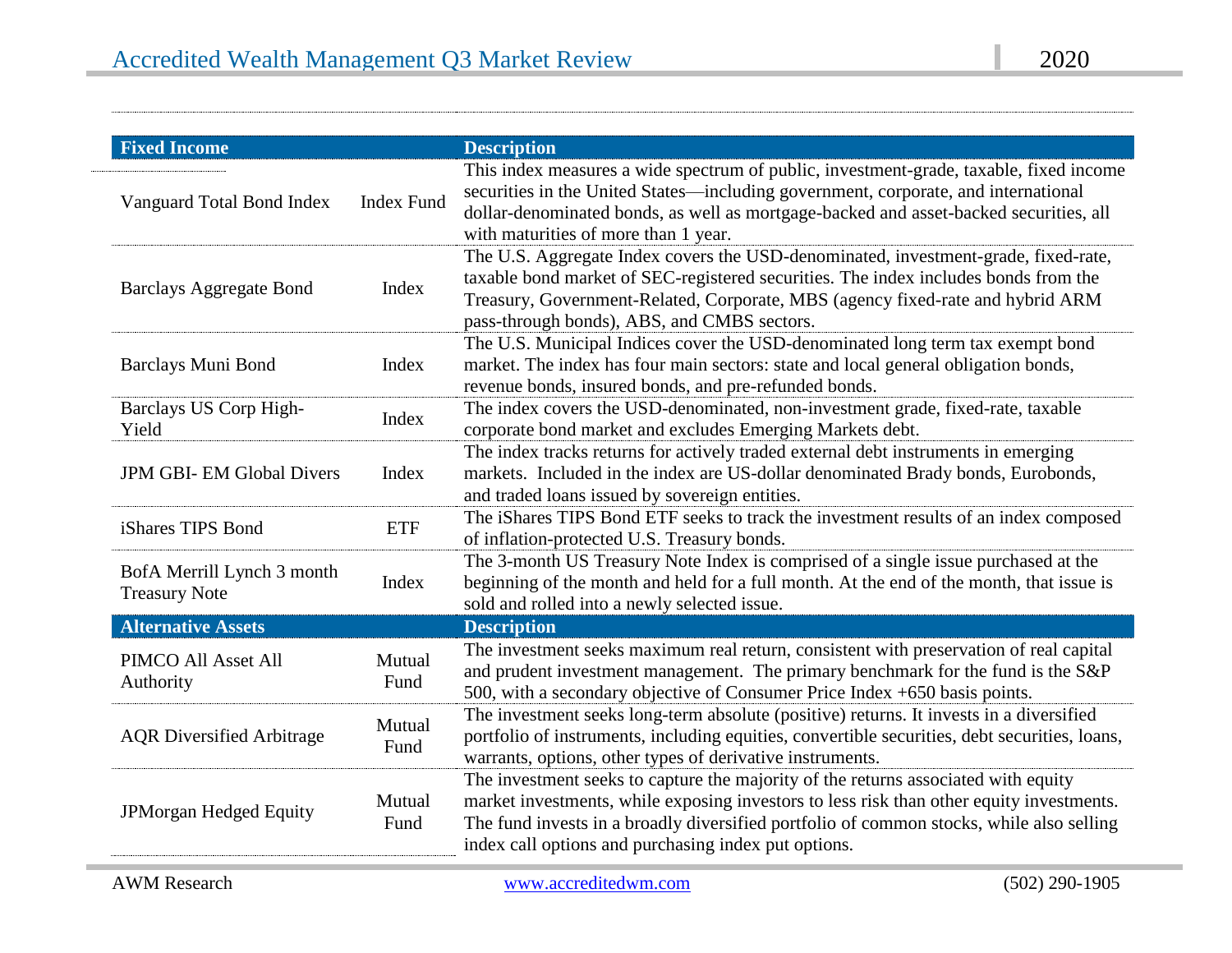| Fixed Income | | Description |
|---|---|---|
| Vanguard Total Bond Index | Index Fund | This index measures a wide spectrum of public, investment-grade, taxable, fixed income securities in the United States—including government, corporate, and international dollar-denominated bonds, as well as mortgage-backed and asset-backed securities, all with maturities of more than 1 year. |
| Barclays Aggregate Bond | Index | The U.S. Aggregate Index covers the USD-denominated, investment-grade, fixed-rate, taxable bond market of SEC-registered securities. The index includes bonds from the Treasury, Government-Related, Corporate, MBS (agency fixed-rate and hybrid ARM pass-through bonds), ABS, and CMBS sectors. |
| Barclays Muni Bond | Index | The U.S. Municipal Indices cover the USD-denominated long term tax exempt bond market. The index has four main sectors: state and local general obligation bonds, revenue bonds, insured bonds, and pre-refunded bonds. |
| Barclays US Corp High-Yield | Index | The index covers the USD-denominated, non-investment grade, fixed-rate, taxable corporate bond market and excludes Emerging Markets debt. |
| JPM GBI- EM Global Divers | Index | The index tracks returns for actively traded external debt instruments in emerging markets. Included in the index are US-dollar denominated Brady bonds, Eurobonds, and traded loans issued by sovereign entities. |
| iShares TIPS Bond | ETF | The iShares TIPS Bond ETF seeks to track the investment results of an index composed of inflation-protected U.S. Treasury bonds. |
| BofA Merrill Lynch 3 month Treasury Note | Index | The 3-month US Treasury Note Index is comprised of a single issue purchased at the beginning of the month and held for a full month. At the end of the month, that issue is sold and rolled into a newly selected issue. |
| **Alternative Assets** | | **Description** |
| PIMCO All Asset All Authority | Mutual Fund | The investment seeks maximum real return, consistent with preservation of real capital and prudent investment management. The primary benchmark for the fund is the S&P 500, with a secondary objective of Consumer Price Index +650 basis points. |
| AQR Diversified Arbitrage | Mutual Fund | The investment seeks long-term absolute (positive) returns. It invests in a diversified portfolio of instruments, including equities, convertible securities, debt securities, loans, warrants, options, other types of derivative instruments. |
| JPMorgan Hedged Equity | Mutual Fund | The investment seeks to capture the majority of the returns associated with equity market investments, while exposing investors to less risk than other equity investments. The fund invests in a broadly diversified portfolio of common stocks, while also selling index call options and purchasing index put options. |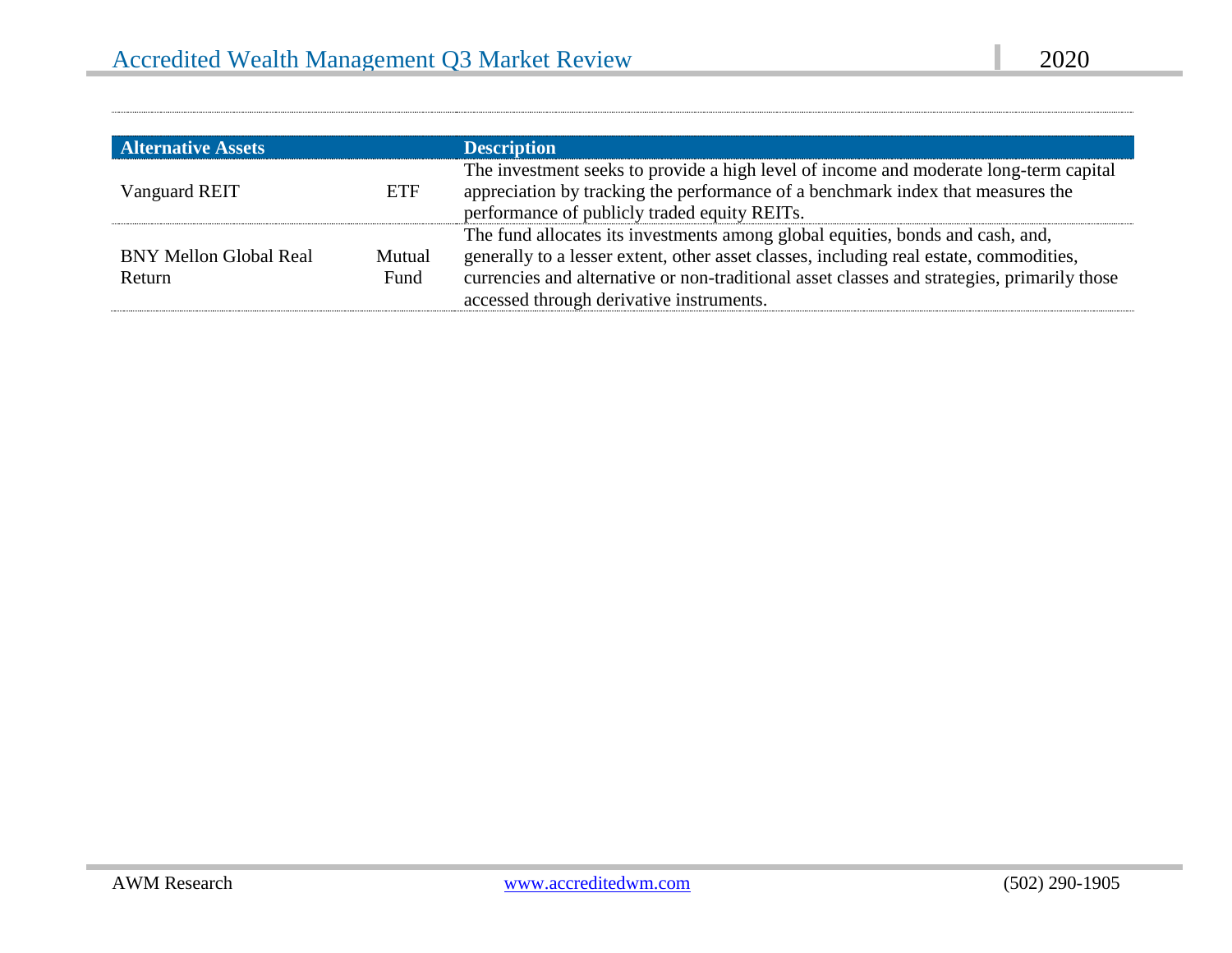| Alternative Assets | | Description |
|---|---|---|
| Vanguard REIT | ETF | The investment seeks to provide a high level of income and moderate long-term capital appreciation by tracking the performance of a benchmark index that measures the performance of publicly traded equity REITs. |
| BNY Mellon Global Real Return | Mutual Fund | The fund allocates its investments among global equities, bonds and cash, and, generally to a lesser extent, other asset classes, including real estate, commodities, currencies and alternative or non-traditional asset classes and strategies, primarily those accessed through derivative instruments. |